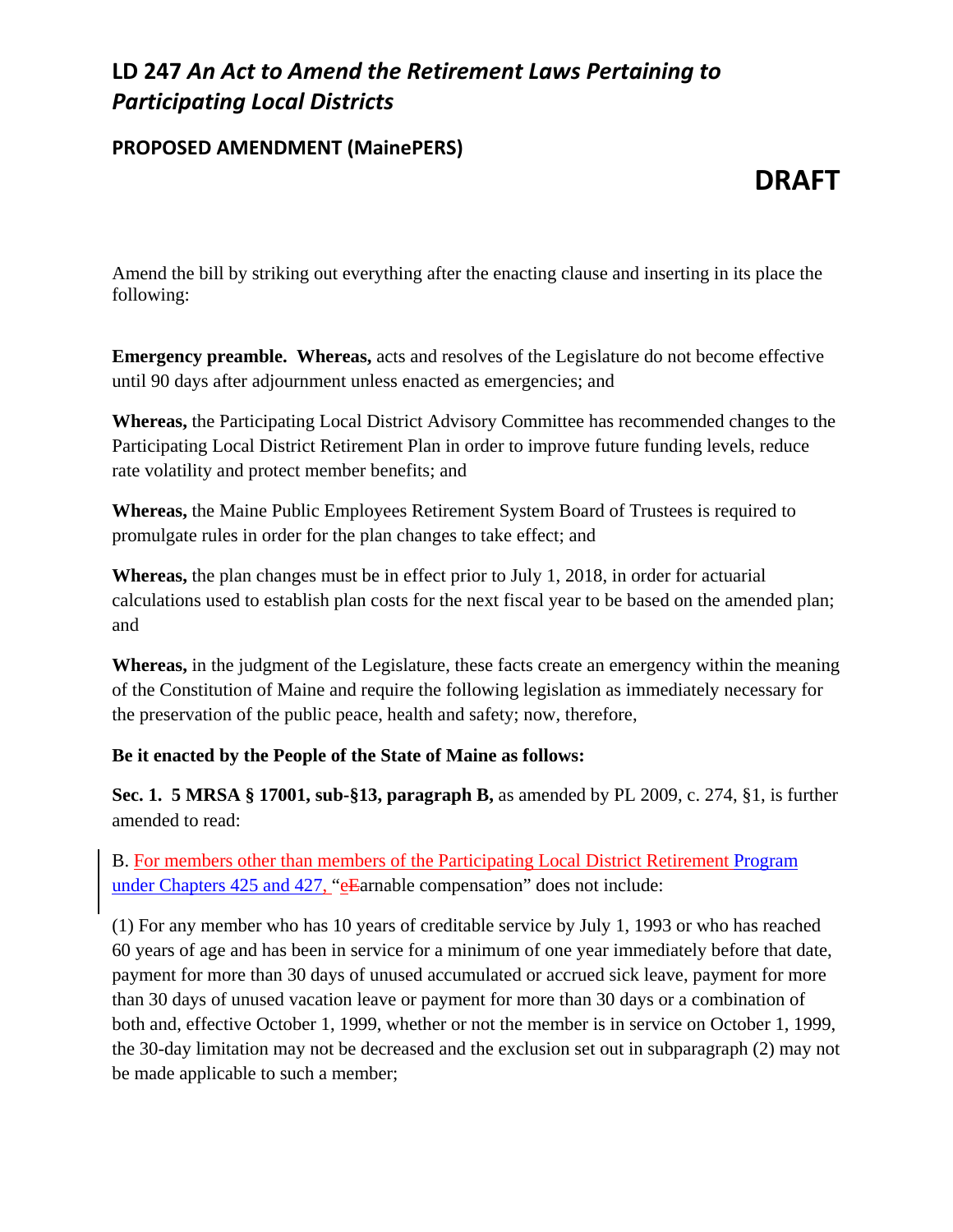# LD 247 *An Act to Amend the Retirement Laws Pertaining to Participating Local Districts*

## PROPOSED AMENDMENT (MainePERS)

# DRAFT

Amend the bill by striking out everything after the enacting clause and inserting in its place the following:

**Emergency preamble. Whereas,** acts and resolves of the Legislature do not become effective until 90 days after adjournment unless enacted as emergencies; and

**Whereas,** the Participating Local District Advisory Committee has recommended changes to the Participating Local District Retirement Plan in order to improve future funding levels, reduce rate volatility and protect member benefits; and

**Whereas,** the Maine Public Employees Retirement System Board of Trustees is required to promulgate rules in order for the plan changes to take effect; and

**Whereas,** the plan changes must be in effect prior to July 1, 2018, in order for actuarial calculations used to establish plan costs for the next fiscal year to be based on the amended plan; and

**Whereas,** in the judgment of the Legislature, these facts create an emergency within the meaning of the Constitution of Maine and require the following legislation as immediately necessary for the preservation of the public peace, health and safety; now, therefore,

**Be it enacted by the People of the State of Maine as follows:**

**Sec. 1. 5 MRSA § 17001, sub-§13, paragraph B,** as amended by PL 2009, c. 274, §1, is further amended to read:

B. <u>For members other than members of the Participating Local District Retirement Program under Chapters 425 and 427,</u> "<u>e</u>~~E~~arnable compensation" does not include:

(1) For any member who has 10 years of creditable service by July 1, 1993 or who has reached 60 years of age and has been in service for a minimum of one year immediately before that date, payment for more than 30 days of unused accumulated or accrued sick leave, payment for more than 30 days of unused vacation leave or payment for more than 30 days or a combination of both and, effective October 1, 1999, whether or not the member is in service on October 1, 1999, the 30-day limitation may not be decreased and the exclusion set out in subparagraph (2) may not be made applicable to such a member;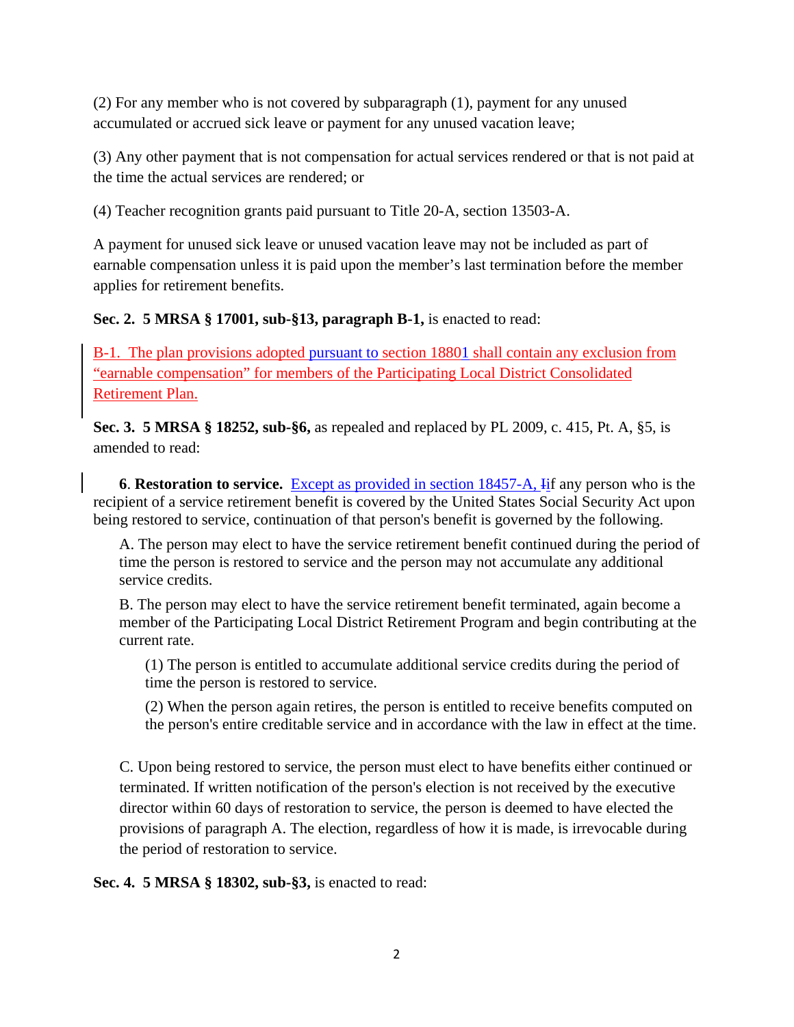(2) For any member who is not covered by subparagraph (1), payment for any unused accumulated or accrued sick leave or payment for any unused vacation leave;

(3) Any other payment that is not compensation for actual services rendered or that is not paid at the time the actual services are rendered; or

(4) Teacher recognition grants paid pursuant to Title 20-A, section 13503-A.

A payment for unused sick leave or unused vacation leave may not be included as part of earnable compensation unless it is paid upon the member's last termination before the member applies for retirement benefits.

**Sec. 2. 5 MRSA § 17001, sub-§13, paragraph B-1,** is enacted to read:

B-1. The plan provisions adopted pursuant to section 18801 shall contain any exclusion from "earnable compensation" for members of the Participating Local District Consolidated Retirement Plan.

**Sec. 3. 5 MRSA § 18252, sub-§6,** as repealed and replaced by PL 2009, c. 415, Pt. A, §5, is amended to read:

**6. Restoration to service.** Except as provided in section 18457-A, ~~I~~if any person who is the recipient of a service retirement benefit is covered by the United States Social Security Act upon being restored to service, continuation of that person's benefit is governed by the following.

A. The person may elect to have the service retirement benefit continued during the period of time the person is restored to service and the person may not accumulate any additional service credits.

B. The person may elect to have the service retirement benefit terminated, again become a member of the Participating Local District Retirement Program and begin contributing at the current rate.

(1) The person is entitled to accumulate additional service credits during the period of time the person is restored to service.

(2) When the person again retires, the person is entitled to receive benefits computed on the person's entire creditable service and in accordance with the law in effect at the time.

C. Upon being restored to service, the person must elect to have benefits either continued or terminated. If written notification of the person's election is not received by the executive director within 60 days of restoration to service, the person is deemed to have elected the provisions of paragraph A. The election, regardless of how it is made, is irrevocable during the period of restoration to service.

**Sec. 4. 5 MRSA § 18302, sub-§3,** is enacted to read: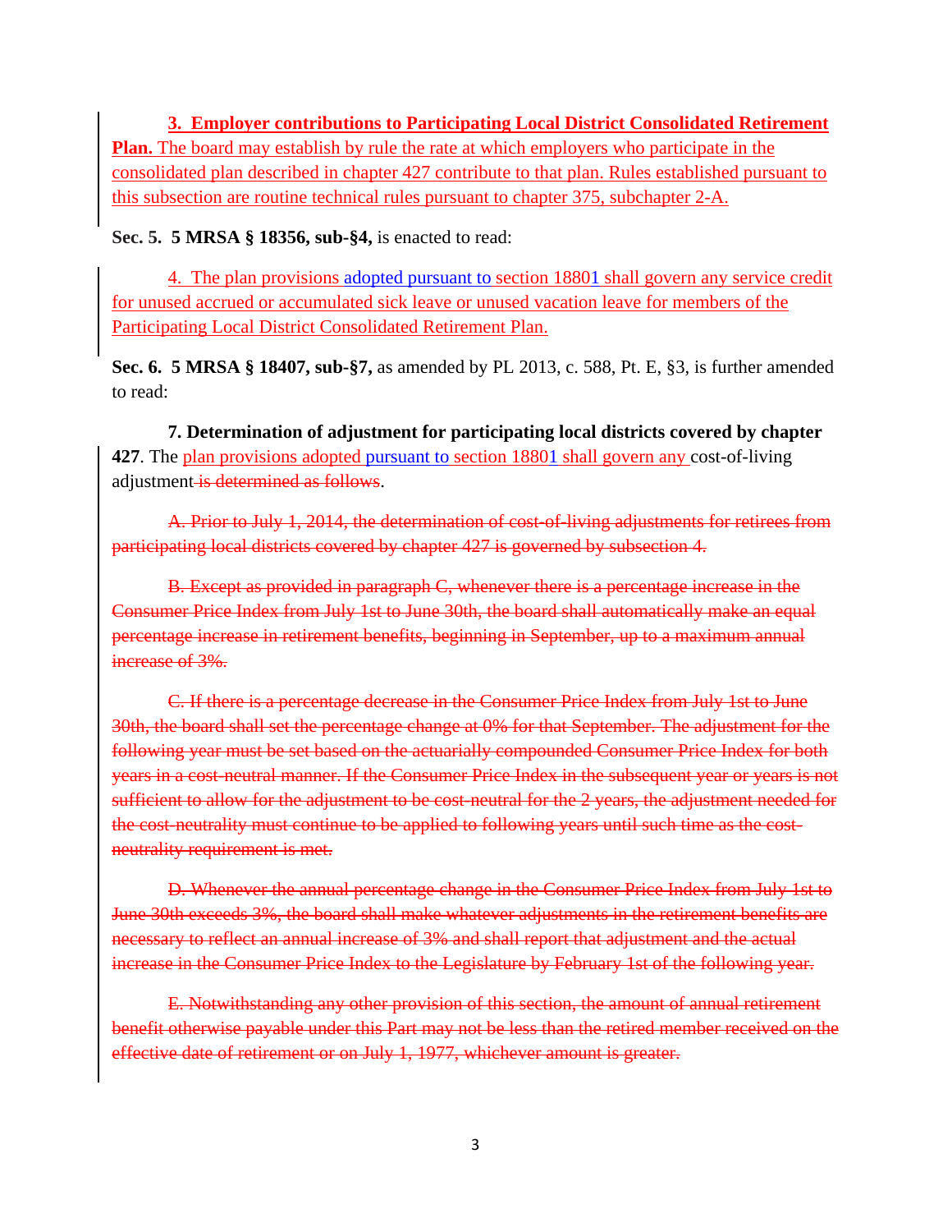**3. Employer contributions to Participating Local District Consolidated Retirement Plan.** The board may establish by rule the rate at which employers who participate in the consolidated plan described in chapter 427 contribute to that plan. Rules established pursuant to this subsection are routine technical rules pursuant to chapter 375, subchapter 2-A.

**Sec. 5. 5 MRSA § 18356, sub-§4,** is enacted to read:

4. The plan provisions adopted pursuant to section 18801 shall govern any service credit for unused accrued or accumulated sick leave or unused vacation leave for members of the Participating Local District Consolidated Retirement Plan.

**Sec. 6. 5 MRSA § 18407, sub-§7,** as amended by PL 2013, c. 588, Pt. E, §3, is further amended to read:

**7. Determination of adjustment for participating local districts covered by chapter 427**. The plan provisions adopted pursuant to section 18801 shall govern any cost-of-living adjustment ~~is determined as follows~~.

~~A. Prior to July 1, 2014, the determination of cost-of-living adjustments for retirees from participating local districts covered by chapter 427 is governed by subsection 4.~~

~~B. Except as provided in paragraph C, whenever there is a percentage increase in the Consumer Price Index from July 1st to June 30th, the board shall automatically make an equal percentage increase in retirement benefits, beginning in September, up to a maximum annual increase of 3%.~~

~~C. If there is a percentage decrease in the Consumer Price Index from July 1st to June 30th, the board shall set the percentage change at 0% for that September. The adjustment for the following year must be set based on the actuarially compounded Consumer Price Index for both years in a cost-neutral manner. If the Consumer Price Index in the subsequent year or years is not sufficient to allow for the adjustment to be cost-neutral for the 2 years, the adjustment needed for the cost-neutrality must continue to be applied to following years until such time as the cost-neutrality requirement is met.~~

~~D. Whenever the annual percentage change in the Consumer Price Index from July 1st to June 30th exceeds 3%, the board shall make whatever adjustments in the retirement benefits are necessary to reflect an annual increase of 3% and shall report that adjustment and the actual increase in the Consumer Price Index to the Legislature by February 1st of the following year.~~

~~E. Notwithstanding any other provision of this section, the amount of annual retirement benefit otherwise payable under this Part may not be less than the retired member received on the effective date of retirement or on July 1, 1977, whichever amount is greater.~~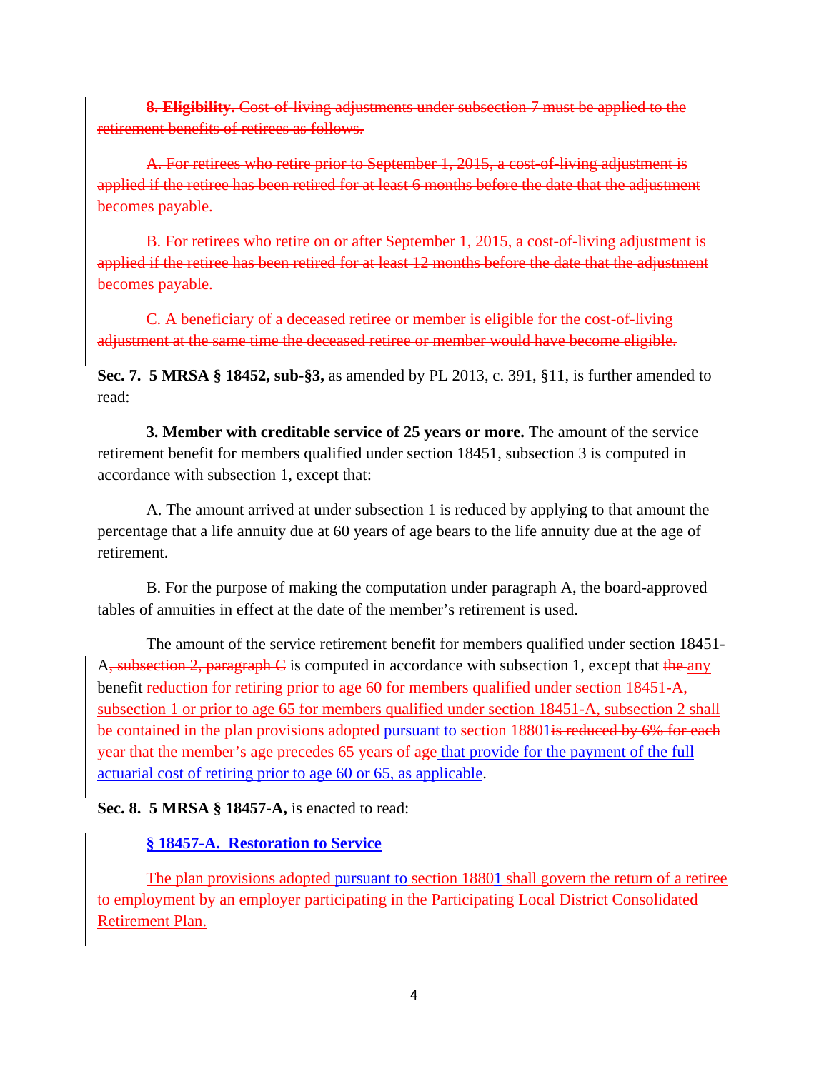~~**8. Eligibility.** Cost-of-living adjustments under subsection 7 must be applied to the retirement benefits of retirees as follows.~~

~~A. For retirees who retire prior to September 1, 2015, a cost-of-living adjustment is applied if the retiree has been retired for at least 6 months before the date that the adjustment becomes payable.~~

~~B. For retirees who retire on or after September 1, 2015, a cost-of-living adjustment is applied if the retiree has been retired for at least 12 months before the date that the adjustment becomes payable.~~

~~C. A beneficiary of a deceased retiree or member is eligible for the cost-of-living adjustment at the same time the deceased retiree or member would have become eligible.~~

**Sec. 7. 5 MRSA § 18452, sub-§3,** as amended by PL 2013, c. 391, §11, is further amended to read:

**3. Member with creditable service of 25 years or more.** The amount of the service retirement benefit for members qualified under section 18451, subsection 3 is computed in accordance with subsection 1, except that:

A. The amount arrived at under subsection 1 is reduced by applying to that amount the percentage that a life annuity due at 60 years of age bears to the life annuity due at the age of retirement.

B. For the purpose of making the computation under paragraph A, the board-approved tables of annuities in effect at the date of the member's retirement is used.

The amount of the service retirement benefit for members qualified under section 18451-A~~, subsection 2, paragraph C~~ is computed in accordance with subsection 1, except that ~~the~~ <u>any</u> benefit <u>reduction for retiring prior to age 60 for members qualified under section 18451-A, subsection 1 or prior to age 65 for members qualified under section 18451-A, subsection 2 shall be contained in the plan provisions adopted pursuant to section 18801</u>~~is reduced by 6% for each year that the member's age precedes 65 years of age~~ <u>that provide for the payment of the full actuarial cost of retiring prior to age 60 or 65, as applicable</u>.

**Sec. 8. 5 MRSA § 18457-A,** is enacted to read:

<u>**§ 18457-A. Restoration to Service**</u>

<u>The plan provisions adopted pursuant to section 18801 shall govern the return of a retiree to employment by an employer participating in the Participating Local District Consolidated Retirement Plan.</u>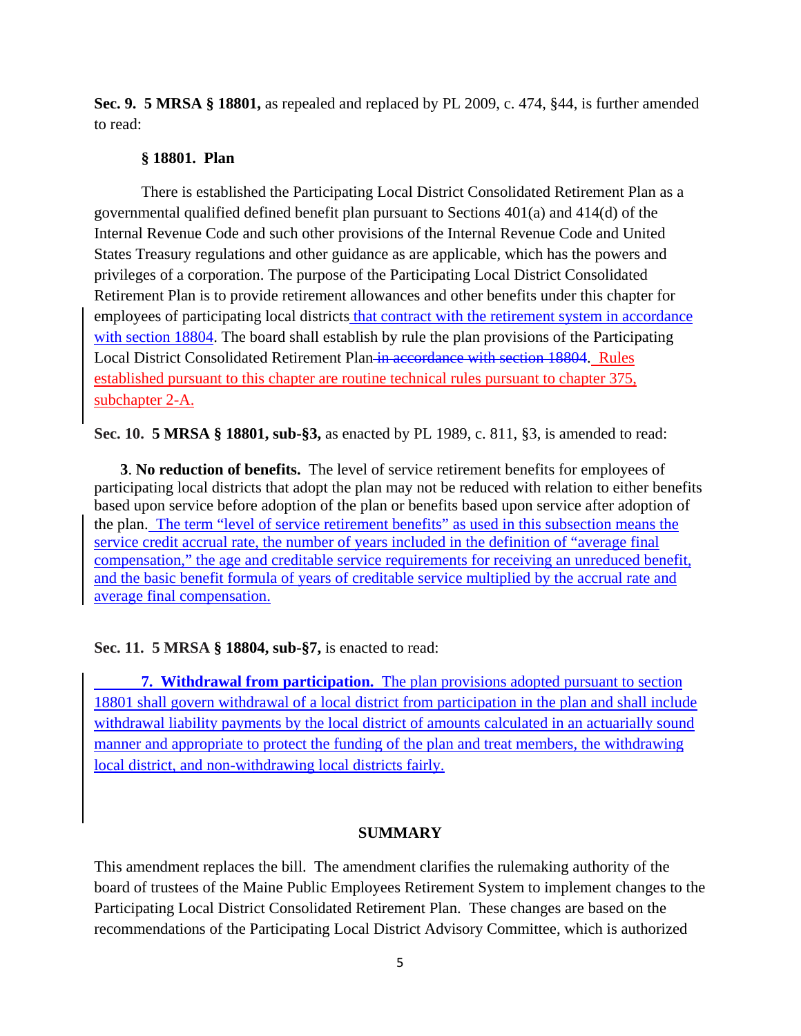**Sec. 9. 5 MRSA § 18801,** as repealed and replaced by PL 2009, c. 474, §44, is further amended to read:

**§ 18801. Plan**

There is established the Participating Local District Consolidated Retirement Plan as a governmental qualified defined benefit plan pursuant to Sections 401(a) and 414(d) of the Internal Revenue Code and such other provisions of the Internal Revenue Code and United States Treasury regulations and other guidance as are applicable, which has the powers and privileges of a corporation. The purpose of the Participating Local District Consolidated Retirement Plan is to provide retirement allowances and other benefits under this chapter for employees of participating local districts that contract with the retirement system in accordance with section 18804. The board shall establish by rule the plan provisions of the Participating Local District Consolidated Retirement Plan ~~in accordance with section 18804~~. Rules established pursuant to this chapter are routine technical rules pursuant to chapter 375, subchapter 2-A.

**Sec. 10. 5 MRSA § 18801, sub-§3,** as enacted by PL 1989, c. 811, §3, is amended to read:

**3**. **No reduction of benefits.** The level of service retirement benefits for employees of participating local districts that adopt the plan may not be reduced with relation to either benefits based upon service before adoption of the plan or benefits based upon service after adoption of the plan. The term "level of service retirement benefits" as used in this subsection means the service credit accrual rate, the number of years included in the definition of "average final compensation," the age and creditable service requirements for receiving an unreduced benefit, and the basic benefit formula of years of creditable service multiplied by the accrual rate and average final compensation.

**Sec. 11. 5 MRSA § 18804, sub-§7,** is enacted to read:

**7. Withdrawal from participation.** The plan provisions adopted pursuant to section 18801 shall govern withdrawal of a local district from participation in the plan and shall include withdrawal liability payments by the local district of amounts calculated in an actuarially sound manner and appropriate to protect the funding of the plan and treat members, the withdrawing local district, and non-withdrawing local districts fairly.

**SUMMARY**

This amendment replaces the bill. The amendment clarifies the rulemaking authority of the board of trustees of the Maine Public Employees Retirement System to implement changes to the Participating Local District Consolidated Retirement Plan. These changes are based on the recommendations of the Participating Local District Advisory Committee, which is authorized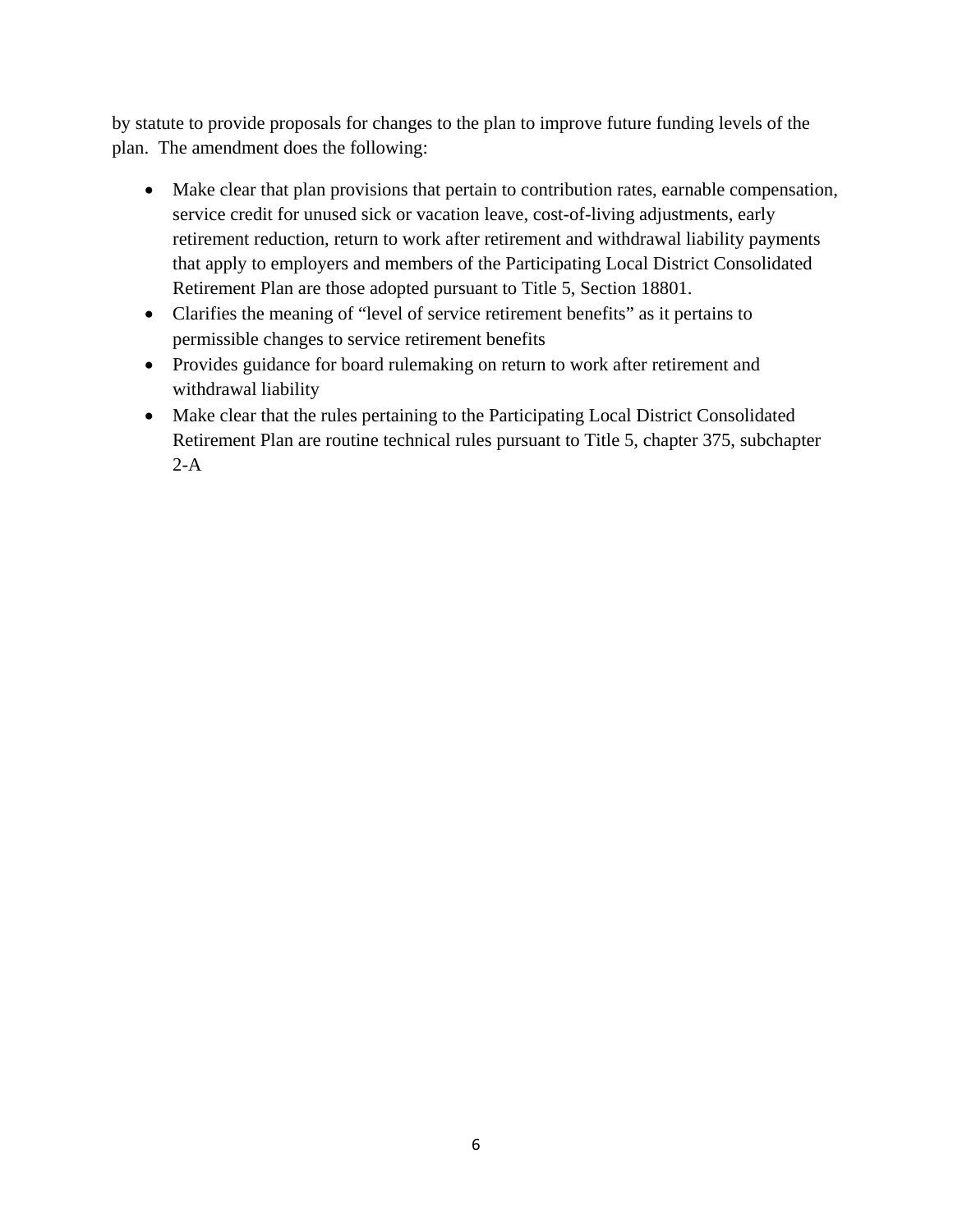by statute to provide proposals for changes to the plan to improve future funding levels of the plan. The amendment does the following:

- Make clear that plan provisions that pertain to contribution rates, earnable compensation, service credit for unused sick or vacation leave, cost-of-living adjustments, early retirement reduction, return to work after retirement and withdrawal liability payments that apply to employers and members of the Participating Local District Consolidated Retirement Plan are those adopted pursuant to Title 5, Section 18801.
- Clarifies the meaning of "level of service retirement benefits" as it pertains to permissible changes to service retirement benefits
- Provides guidance for board rulemaking on return to work after retirement and withdrawal liability
- Make clear that the rules pertaining to the Participating Local District Consolidated Retirement Plan are routine technical rules pursuant to Title 5, chapter 375, subchapter 2-A